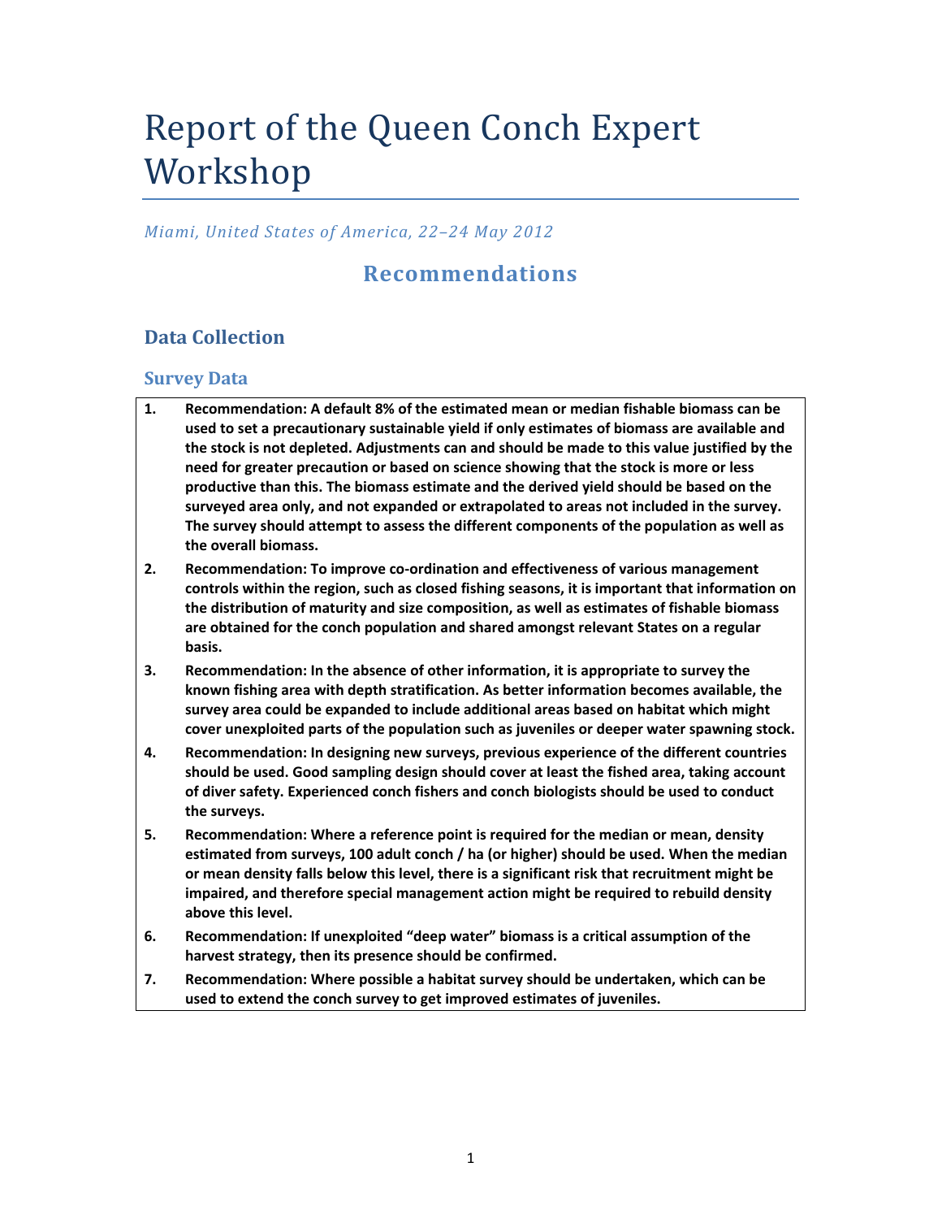# Report of the Queen Conch Expert Workshop

*Miami, United States of America, 22–24 May 2012*

## Recommendations

### Data Collection

#### Survey Data

1. **Recommendation: A default 8% of the estimated mean or median fishable biomass can be used to set a precautionary sustainable yield if only estimates of biomass are available and the stock is not depleted. Adjustments can and should be made to this value justified by the need for greater precaution or based on science showing that the stock is more or less productive than this. The biomass estimate and the derived yield should be based on the surveyed area only, and not expanded or extrapolated to areas not included in the survey. The survey should attempt to assess the different components of the population as well as the overall biomass.**
2. **Recommendation: To improve co-ordination and effectiveness of various management controls within the region, such as closed fishing seasons, it is important that information on the distribution of maturity and size composition, as well as estimates of fishable biomass are obtained for the conch population and shared amongst relevant States on a regular basis.**
3. **Recommendation: In the absence of other information, it is appropriate to survey the known fishing area with depth stratification. As better information becomes available, the survey area could be expanded to include additional areas based on habitat which might cover unexploited parts of the population such as juveniles or deeper water spawning stock.**
4. **Recommendation: In designing new surveys, previous experience of the different countries should be used. Good sampling design should cover at least the fished area, taking account of diver safety. Experienced conch fishers and conch biologists should be used to conduct the surveys.**
5. **Recommendation: Where a reference point is required for the median or mean, density estimated from surveys, 100 adult conch / ha (or higher) should be used. When the median or mean density falls below this level, there is a significant risk that recruitment might be impaired, and therefore special management action might be required to rebuild density above this level.**
6. **Recommendation: If unexploited "deep water" biomass is a critical assumption of the harvest strategy, then its presence should be confirmed.**
7. **Recommendation: Where possible a habitat survey should be undertaken, which can be used to extend the conch survey to get improved estimates of juveniles.**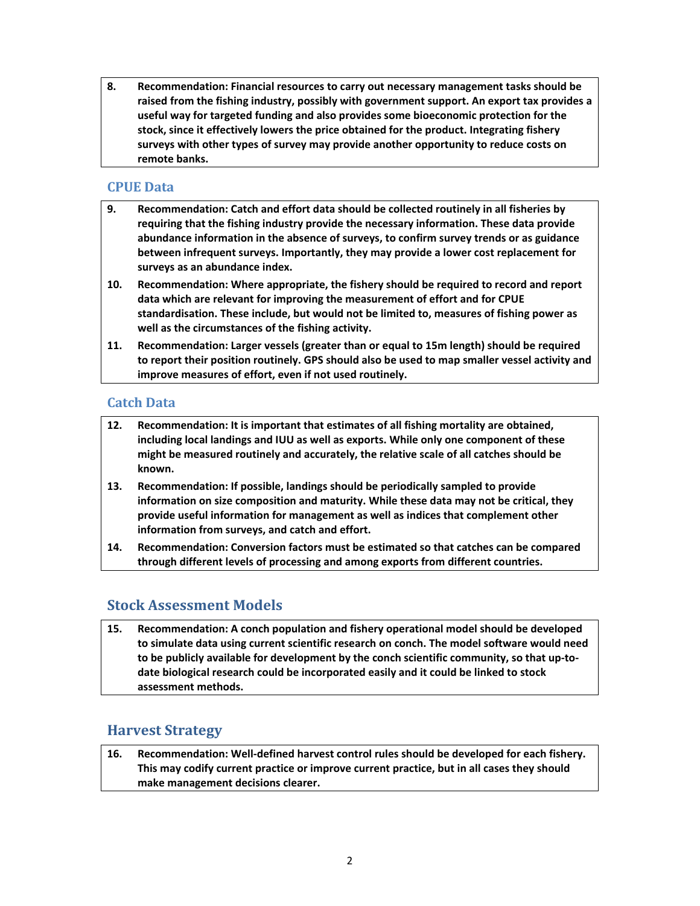**8. Recommendation: Financial resources to carry out necessary management tasks should be raised from the fishing industry, possibly with government support. An export tax provides a useful way for targeted funding and also provides some bioeconomic protection for the stock, since it effectively lowers the price obtained for the product. Integrating fishery surveys with other types of survey may provide another opportunity to reduce costs on remote banks.**

### CPUE Data

**9. Recommendation: Catch and effort data should be collected routinely in all fisheries by requiring that the fishing industry provide the necessary information. These data provide abundance information in the absence of surveys, to confirm survey trends or as guidance between infrequent surveys. Importantly, they may provide a lower cost replacement for surveys as an abundance index.**

**10. Recommendation: Where appropriate, the fishery should be required to record and report data which are relevant for improving the measurement of effort and for CPUE standardisation. These include, but would not be limited to, measures of fishing power as well as the circumstances of the fishing activity.**

**11. Recommendation: Larger vessels (greater than or equal to 15m length) should be required to report their position routinely. GPS should also be used to map smaller vessel activity and improve measures of effort, even if not used routinely.**

### Catch Data

**12. Recommendation: It is important that estimates of all fishing mortality are obtained, including local landings and IUU as well as exports. While only one component of these might be measured routinely and accurately, the relative scale of all catches should be known.**

**13. Recommendation: If possible, landings should be periodically sampled to provide information on size composition and maturity. While these data may not be critical, they provide useful information for management as well as indices that complement other information from surveys, and catch and effort.**

**14. Recommendation: Conversion factors must be estimated so that catches can be compared through different levels of processing and among exports from different countries.**

## Stock Assessment Models

**15. Recommendation: A conch population and fishery operational model should be developed to simulate data using current scientific research on conch. The model software would need to be publicly available for development by the conch scientific community, so that up-to-date biological research could be incorporated easily and it could be linked to stock assessment methods.**

## Harvest Strategy

**16. Recommendation: Well-defined harvest control rules should be developed for each fishery. This may codify current practice or improve current practice, but in all cases they should make management decisions clearer.**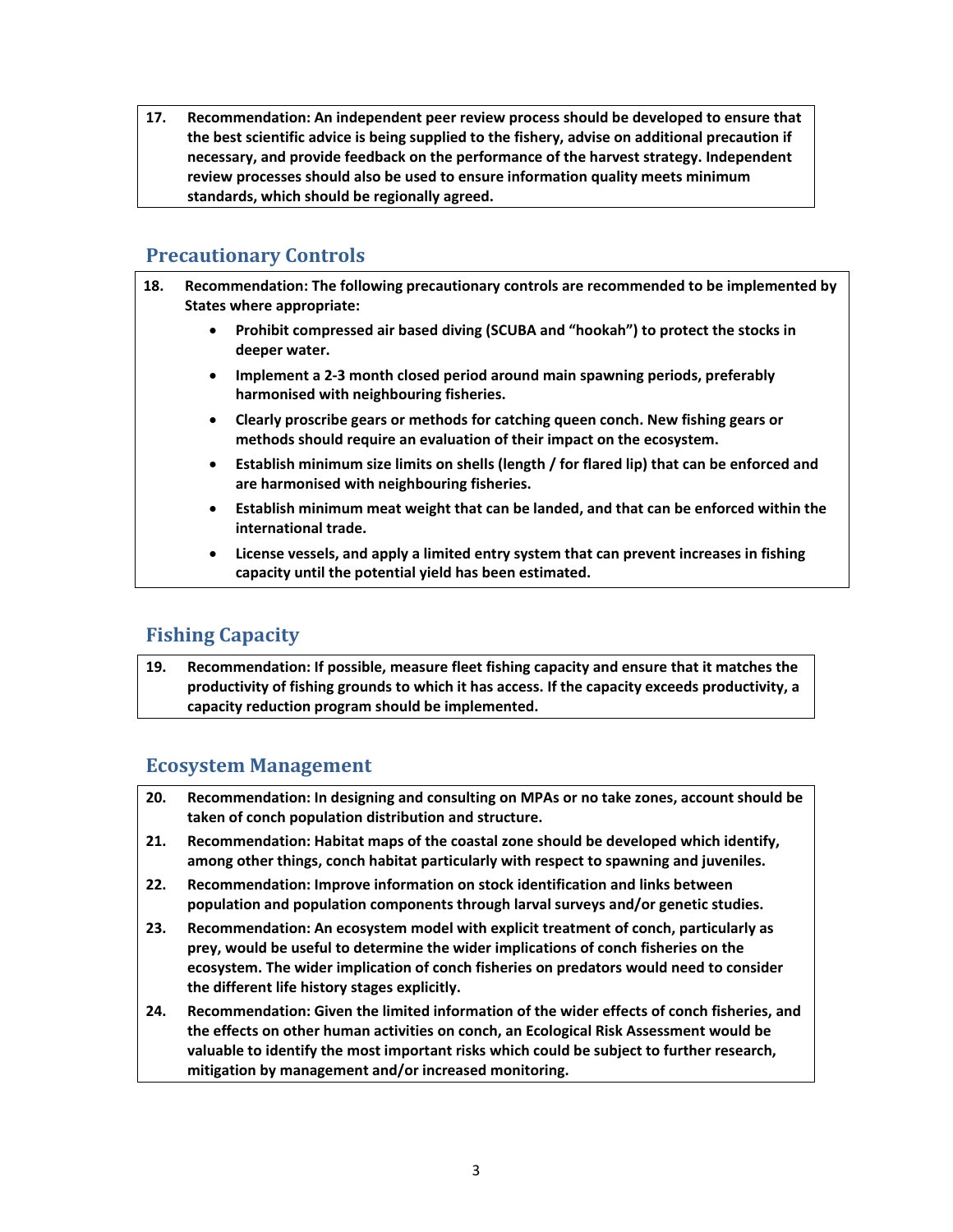**17. Recommendation: An independent peer review process should be developed to ensure that the best scientific advice is being supplied to the fishery, advise on additional precaution if necessary, and provide feedback on the performance of the harvest strategy. Independent review processes should also be used to ensure information quality meets minimum standards, which should be regionally agreed.**

## Precautionary Controls

**18. Recommendation: The following precautionary controls are recommended to be implemented by States where appropriate:**

- **Prohibit compressed air based diving (SCUBA and "hookah") to protect the stocks in deeper water.**
- **Implement a 2-3 month closed period around main spawning periods, preferably harmonised with neighbouring fisheries.**
- **Clearly proscribe gears or methods for catching queen conch. New fishing gears or methods should require an evaluation of their impact on the ecosystem.**
- **Establish minimum size limits on shells (length / for flared lip) that can be enforced and are harmonised with neighbouring fisheries.**
- **Establish minimum meat weight that can be landed, and that can be enforced within the international trade.**
- **License vessels, and apply a limited entry system that can prevent increases in fishing capacity until the potential yield has been estimated.**

## Fishing Capacity

**19. Recommendation: If possible, measure fleet fishing capacity and ensure that it matches the productivity of fishing grounds to which it has access. If the capacity exceeds productivity, a capacity reduction program should be implemented.**

## Ecosystem Management

**20. Recommendation: In designing and consulting on MPAs or no take zones, account should be taken of conch population distribution and structure.**

**21. Recommendation: Habitat maps of the coastal zone should be developed which identify, among other things, conch habitat particularly with respect to spawning and juveniles.**

**22. Recommendation: Improve information on stock identification and links between population and population components through larval surveys and/or genetic studies.**

**23. Recommendation: An ecosystem model with explicit treatment of conch, particularly as prey, would be useful to determine the wider implications of conch fisheries on the ecosystem. The wider implication of conch fisheries on predators would need to consider the different life history stages explicitly.**

**24. Recommendation: Given the limited information of the wider effects of conch fisheries, and the effects on other human activities on conch, an Ecological Risk Assessment would be valuable to identify the most important risks which could be subject to further research, mitigation by management and/or increased monitoring.**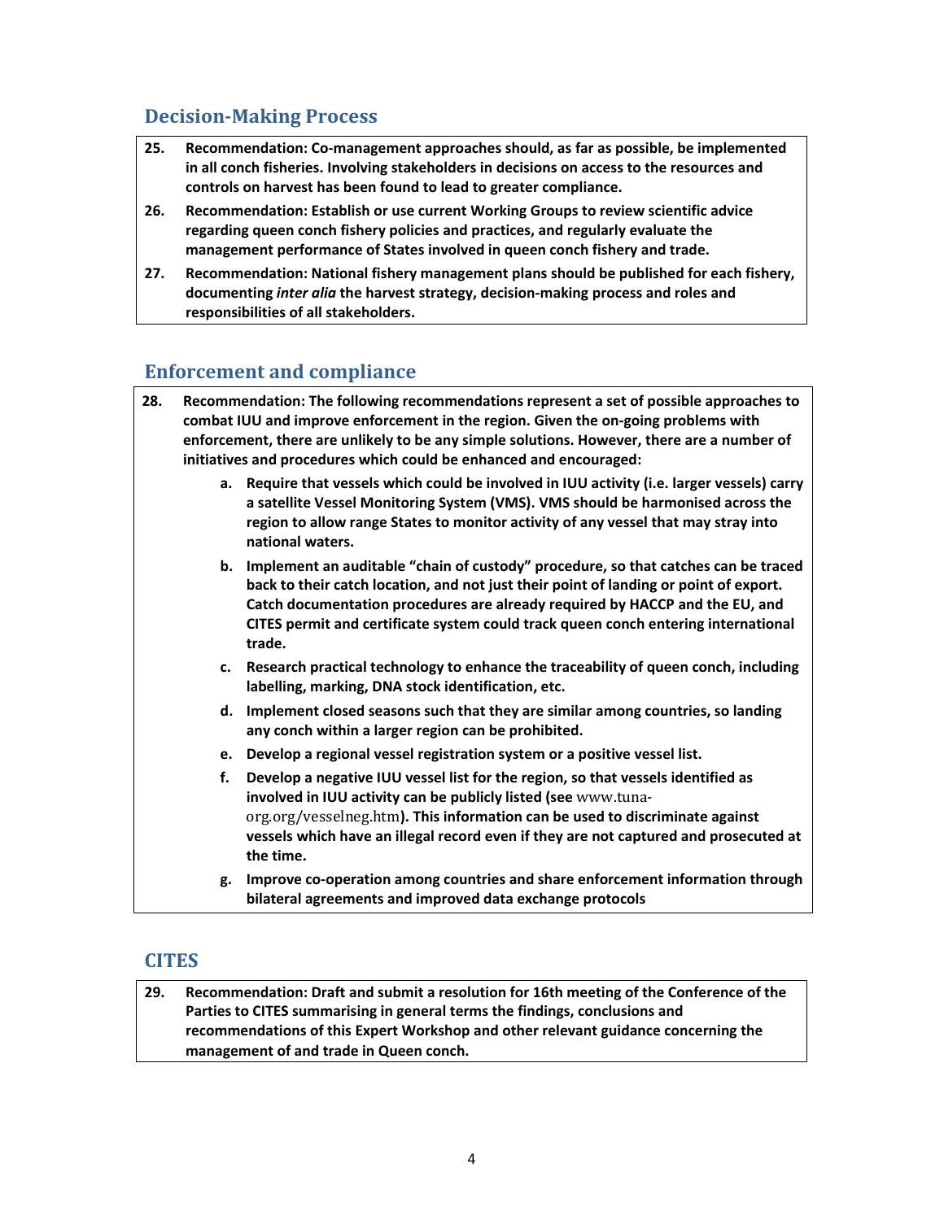## Decision-Making Process

**25. Recommendation: Co-management approaches should, as far as possible, be implemented in all conch fisheries. Involving stakeholders in decisions on access to the resources and controls on harvest has been found to lead to greater compliance.**

**26. Recommendation: Establish or use current Working Groups to review scientific advice regarding queen conch fishery policies and practices, and regularly evaluate the management performance of States involved in queen conch fishery and trade.**

**27. Recommendation: National fishery management plans should be published for each fishery, documenting *inter alia* the harvest strategy, decision-making process and roles and responsibilities of all stakeholders.**

## Enforcement and compliance

**28. Recommendation: The following recommendations represent a set of possible approaches to combat IUU and improve enforcement in the region. Given the on-going problems with enforcement, there are unlikely to be any simple solutions. However, there are a number of initiatives and procedures which could be enhanced and encouraged:**

- **a. Require that vessels which could be involved in IUU activity (i.e. larger vessels) carry a satellite Vessel Monitoring System (VMS). VMS should be harmonised across the region to allow range States to monitor activity of any vessel that may stray into national waters.**
- **b. Implement an auditable "chain of custody" procedure, so that catches can be traced back to their catch location, and not just their point of landing or point of export. Catch documentation procedures are already required by HACCP and the EU, and CITES permit and certificate system could track queen conch entering international trade.**
- **c. Research practical technology to enhance the traceability of queen conch, including labelling, marking, DNA stock identification, etc.**
- **d. Implement closed seasons such that they are similar among countries, so landing any conch within a larger region can be prohibited.**
- **e. Develop a regional vessel registration system or a positive vessel list.**
- **f. Develop a negative IUU vessel list for the region, so that vessels identified as involved in IUU activity can be publicly listed (see** www.tuna-org.org/vesselneg.htm**). This information can be used to discriminate against vessels which have an illegal record even if they are not captured and prosecuted at the time.**
- **g. Improve co-operation among countries and share enforcement information through bilateral agreements and improved data exchange protocols**

## CITES

**29. Recommendation: Draft and submit a resolution for 16th meeting of the Conference of the Parties to CITES summarising in general terms the findings, conclusions and recommendations of this Expert Workshop and other relevant guidance concerning the management of and trade in Queen conch.**